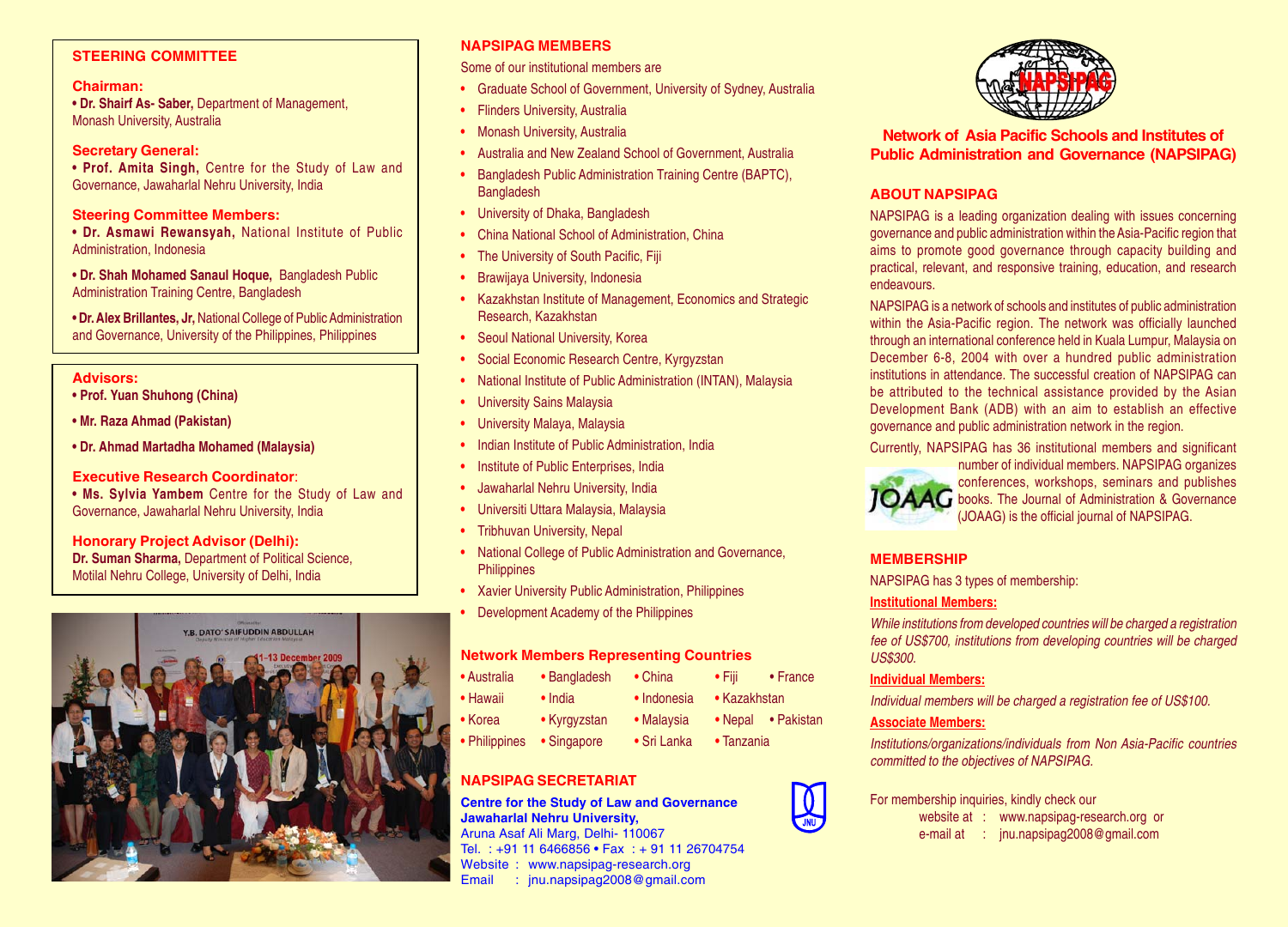## STEERING COMMITTEE

**Chairman:**
- **Dr. Shairf As- Saber,** Department of Management, Monash University, Australia

**Secretary General:**
- **Prof. Amita Singh,** Centre for the Study of Law and Governance, Jawaharlal Nehru University, India

**Steering Committee Members:**
- **Dr. Asmawi Rewansyah,** National Institute of Public Administration, Indonesia
- **Dr. Shah Mohamed Sanaul Hoque,** Bangladesh Public Administration Training Centre, Bangladesh
- **Dr. Alex Brillantes, Jr,** National College of Public Administration and Governance, University of the Philippines, Philippines

**Advisors:**
- **Prof. Yuan Shuhong (China)**
- **Mr. Raza Ahmad (Pakistan)**
- **Dr. Ahmad Martadha Mohamed (Malaysia)**

**Executive Research Coordinator:**
- **Ms. Sylvia Yambem** Centre for the Study of Law and Governance, Jawaharlal Nehru University, India

**Honorary Project Advisor (Delhi):**
**Dr. Suman Sharma,** Department of Political Science, Motilal Nehru College, University of Delhi, India

## NAPSIPAG MEMBERS

Some of our institutional members are

- Graduate School of Government, University of Sydney, Australia
- Flinders University, Australia
- Monash University, Australia
- Australia and New Zealand School of Government, Australia
- Bangladesh Public Administration Training Centre (BAPTC), Bangladesh
- University of Dhaka, Bangladesh
- China National School of Administration, China
- The University of South Pacific, Fiji
- Brawijaya University, Indonesia
- Kazakhstan Institute of Management, Economics and Strategic Research, Kazakhstan
- Seoul National University, Korea
- Social Economic Research Centre, Kyrgyzstan
- National Institute of Public Administration (INTAN), Malaysia
- University Sains Malaysia
- University Malaya, Malaysia
- Indian Institute of Public Administration, India
- Institute of Public Enterprises, India
- Jawaharlal Nehru University, India
- Universiti Uttara Malaysia, Malaysia
- Tribhuvan University, Nepal
- National College of Public Administration and Governance, Philippines
- Xavier University Public Administration, Philippines
- Development Academy of the Philippines

### Network Members Representing Countries

- Australia
- Bangladesh
- China
- Fiji
- France
- Hawaii
- India
- Indonesia
- Kazakhstan
- Korea
- Kyrgyzstan
- Malaysia
- Nepal
- Pakistan
- Philippines
- Singapore
- Sri Lanka
- Tanzania

### NAPSIPAG SECRETARIAT

**Centre for the Study of Law and Governance**
**Jawaharlal Nehru University,**
Aruna Asaf Ali Marg, Delhi- 110067
Tel. : +91 11 6466856 • Fax : + 91 11 26704754
Website : www.napsipag-research.org
Email : jnu.napsipag2008@gmail.com

# Network of Asia Pacific Schools and Institutes of Public Administration and Governance (NAPSIPAG)

## ABOUT NAPSIPAG

NAPSIPAG is a leading organization dealing with issues concerning governance and public administration within the Asia-Pacific region that aims to promote good governance through capacity building and practical, relevant, and responsive training, education, and research endeavours.

NAPSIPAG is a network of schools and institutes of public administration within the Asia-Pacific region. The network was officially launched through an international conference held in Kuala Lumpur, Malaysia on December 6-8, 2004 with over a hundred public administration institutions in attendance. The successful creation of NAPSIPAG can be attributed to the technical assistance provided by the Asian Development Bank (ADB) with an aim to establish an effective governance and public administration network in the region.

Currently, NAPSIPAG has 36 institutional members and significant number of individual members. NAPSIPAG organizes conferences, workshops, seminars and publishes books. The Journal of Administration & Governance (JOAAG) is the official journal of NAPSIPAG.

## MEMBERSHIP

NAPSIPAG has 3 types of membership:

**Institutional Members:**

*While institutions from developed countries will be charged a registration fee of US$700, institutions from developing countries will be charged US$300.*

**Individual Members:**

*Individual members will be charged a registration fee of US$100.*

**Associate Members:**

*Institutions/organizations/individuals from Non Asia-Pacific countries committed to the objectives of NAPSIPAG.*

For membership inquiries, kindly check our
website at : www.napsipag-research.org or
e-mail at : jnu.napsipag2008@gmail.com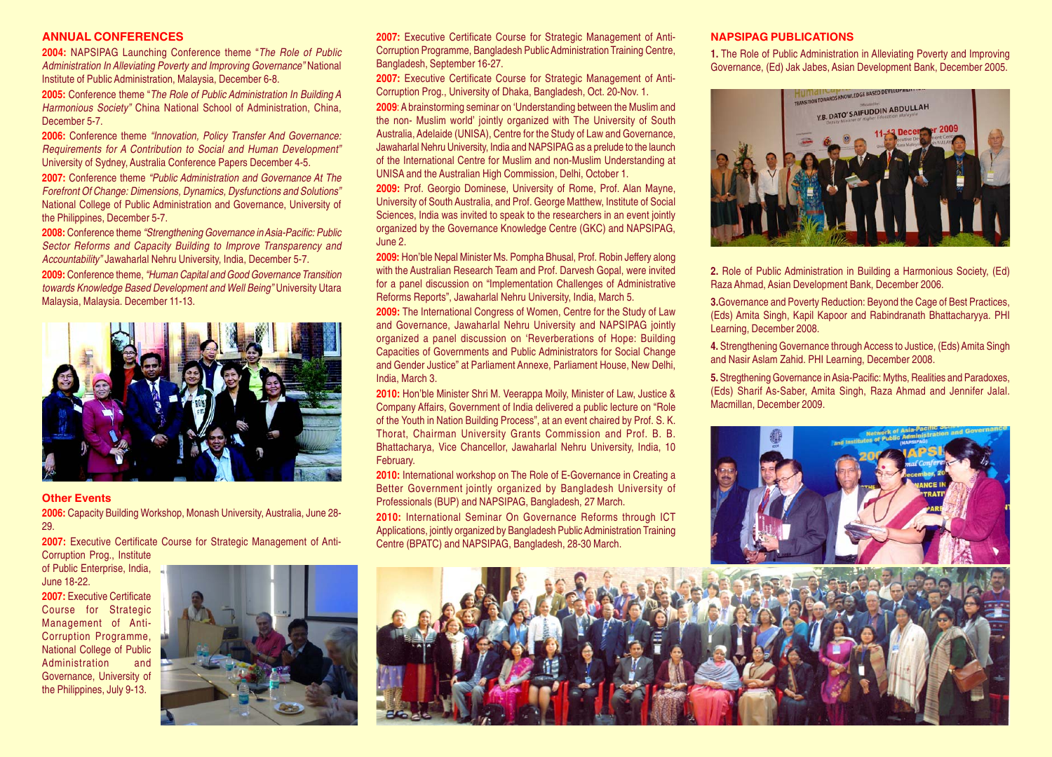## ANNUAL CONFERENCES

**2004:** NAPSIPAG Launching Conference theme "*The Role of Public Administration In Alleviating Poverty and Improving Governance*" National Institute of Public Administration, Malaysia, December 6-8.

**2005:** Conference theme "*The Role of Public Administration In Building A Harmonious Society*" China National School of Administration, China, December 5-7.

**2006:** Conference theme *"Innovation, Policy Transfer And Governance: Requirements for A Contribution to Social and Human Development"* University of Sydney, Australia Conference Papers December 4-5.

**2007:** Conference theme *"Public Administration and Governance At The Forefront Of Change: Dimensions, Dynamics, Dysfunctions and Solutions"* National College of Public Administration and Governance, University of the Philippines, December 5-7.

**2008:** Conference theme *"Strengthening Governance in Asia-Pacific: Public Sector Reforms and Capacity Building to Improve Transparency and Accountability"* Jawaharlal Nehru University, India, December 5-7.

**2009:** Conference theme, *"Human Capital and Good Governance Transition towards Knowledge Based Development and Well Being"* University Utara Malaysia, Malaysia. December 11-13.

## Other Events

**2006:** Capacity Building Workshop, Monash University, Australia, June 28-29.

**2007:** Executive Certificate Course for Strategic Management of Anti-Corruption Prog., Institute of Public Enterprise, India, June 18-22.

**2007:** Executive Certificate Course for Strategic Management of Anti-Corruption Programme, National College of Public Administration and Governance, University of the Philippines, July 9-13.

**2007:** Executive Certificate Course for Strategic Management of Anti-Corruption Programme, Bangladesh Public Administration Training Centre, Bangladesh, September 16-27.

**2007:** Executive Certificate Course for Strategic Management of Anti-Corruption Prog., University of Dhaka, Bangladesh, Oct. 20-Nov. 1.

**2009**: A brainstorming seminar on 'Understanding between the Muslim and the non- Muslim world' jointly organized with The University of South Australia, Adelaide (UNISA), Centre for the Study of Law and Governance, Jawaharlal Nehru University, India and NAPSIPAG as a prelude to the launch of the International Centre for Muslim and non-Muslim Understanding at UNISA and the Australian High Commission, Delhi, October 1.

**2009:** Prof. Georgio Dominese, University of Rome, Prof. Alan Mayne, University of South Australia, and Prof. George Matthew, Institute of Social Sciences, India was invited to speak to the researchers in an event jointly organized by the Governance Knowledge Centre (GKC) and NAPSIPAG, June 2.

**2009:** Hon'ble Nepal Minister Ms. Pompha Bhusal, Prof. Robin Jeffery along with the Australian Research Team and Prof. Darvesh Gopal, were invited for a panel discussion on "Implementation Challenges of Administrative Reforms Reports", Jawaharlal Nehru University, India, March 5.

**2009:** The International Congress of Women, Centre for the Study of Law and Governance, Jawaharlal Nehru University and NAPSIPAG jointly organized a panel discussion on 'Reverberations of Hope: Building Capacities of Governments and Public Administrators for Social Change and Gender Justice" at Parliament Annexe, Parliament House, New Delhi, India, March 3.

**2010:** Hon'ble Minister Shri M. Veerappa Moily, Minister of Law, Justice & Company Affairs, Government of India delivered a public lecture on "Role of the Youth in Nation Building Process", at an event chaired by Prof. S. K. Thorat, Chairman University Grants Commission and Prof. B. B. Bhattacharya, Vice Chancellor, Jawaharlal Nehru University, India, 10 February.

**2010:** International workshop on The Role of E-Governance in Creating a Better Government jointly organized by Bangladesh University of Professionals (BUP) and NAPSIPAG, Bangladesh, 27 March.

**2010:** International Seminar On Governance Reforms through ICT Applications, jointly organized by Bangladesh Public Administration Training Centre (BPATC) and NAPSIPAG, Bangladesh, 28-30 March.

## NAPSIPAG PUBLICATIONS

**1.** The Role of Public Administration in Alleviating Poverty and Improving Governance, (Ed) Jak Jabes, Asian Development Bank, December 2005.

**2.** Role of Public Administration in Building a Harmonious Society, (Ed) Raza Ahmad, Asian Development Bank, December 2006.

**3.** Governance and Poverty Reduction: Beyond the Cage of Best Practices, (Eds) Amita Singh, Kapil Kapoor and Rabindranath Bhattacharyya. PHI Learning, December 2008.

**4.** Strengthening Governance through Access to Justice, (Eds) Amita Singh and Nasir Aslam Zahid. PHI Learning, December 2008.

**5.** Stregthening Governance in Asia-Pacific: Myths, Realities and Paradoxes, (Eds) Sharif As-Saber, Amita Singh, Raza Ahmad and Jennifer Jalal. Macmillan, December 2009.